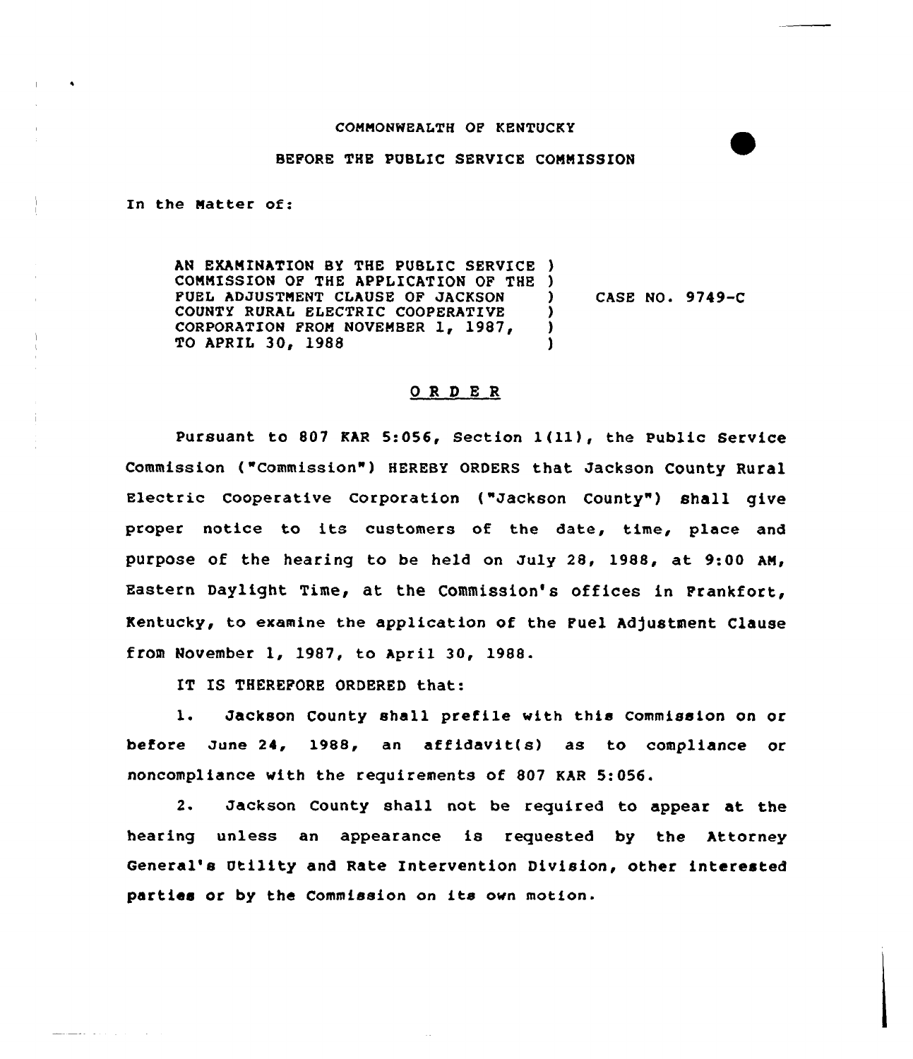COMMONWEALTH OF KENTUCKY

BEFORE THE PUBLIC SERVICE COMMISSION

In the Matter of:

AN EXAMINATION BY THE PUBLIC SERVICE COMMISSION OF THE APPLICATION OF THE FUEL ADJUSTMENT CLAUSE OF JACKSON COUNTY RURAL ELECTRIC COOPERATIVE CORPORATION FROM NOVEMBER 1, 1987, TO APRIL 30, 1988 ) CASE NO. 9749-C

## O R D E R

Pursuant to 807 KAR 5:056, Section 1(11), the Public Service Commission ("Commission") HEREBY ORDERS that Jackson County Rural Electric Cooperative Corporation ("Jackson County") shall give proper notice to its customers of the date, time, place and purpose of the hearing to be held on July 28, 1988, at 9:00 AM, Eastern Daylight Time, at the Commission's offices in Frankfort, Kentucky, to examine the application of the Fuel Adjustment Clause from November 1, 1987, to April 30, 1988.

IT IS THEREFORE ORDERED that:

1. Jackson County shall prefile with this Commission on or before June 24, 1988, an affidavit(s) as to compliance or noncompliance with the requirements of 807 KAR 5:056.

2. Jackson County shall not be required to appear at the hearing unless an appearance is requested by the Attorney General's Utility and Rate Intervention Division, other interested parties or by the Commission on its own motion.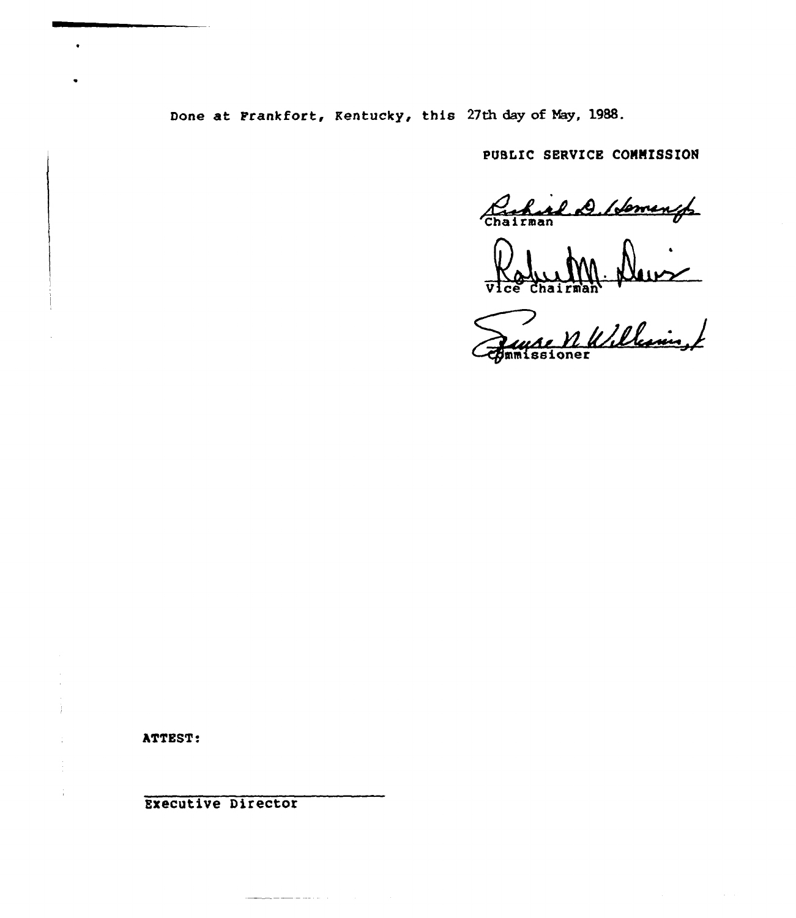Done at Frankfort, Kentucky, this 27th day of May, 1988.

PUBLIC SERVICE COMMISSION

Chairman

Vice Chairman

Commissioner

ATTEST:

Executive Director